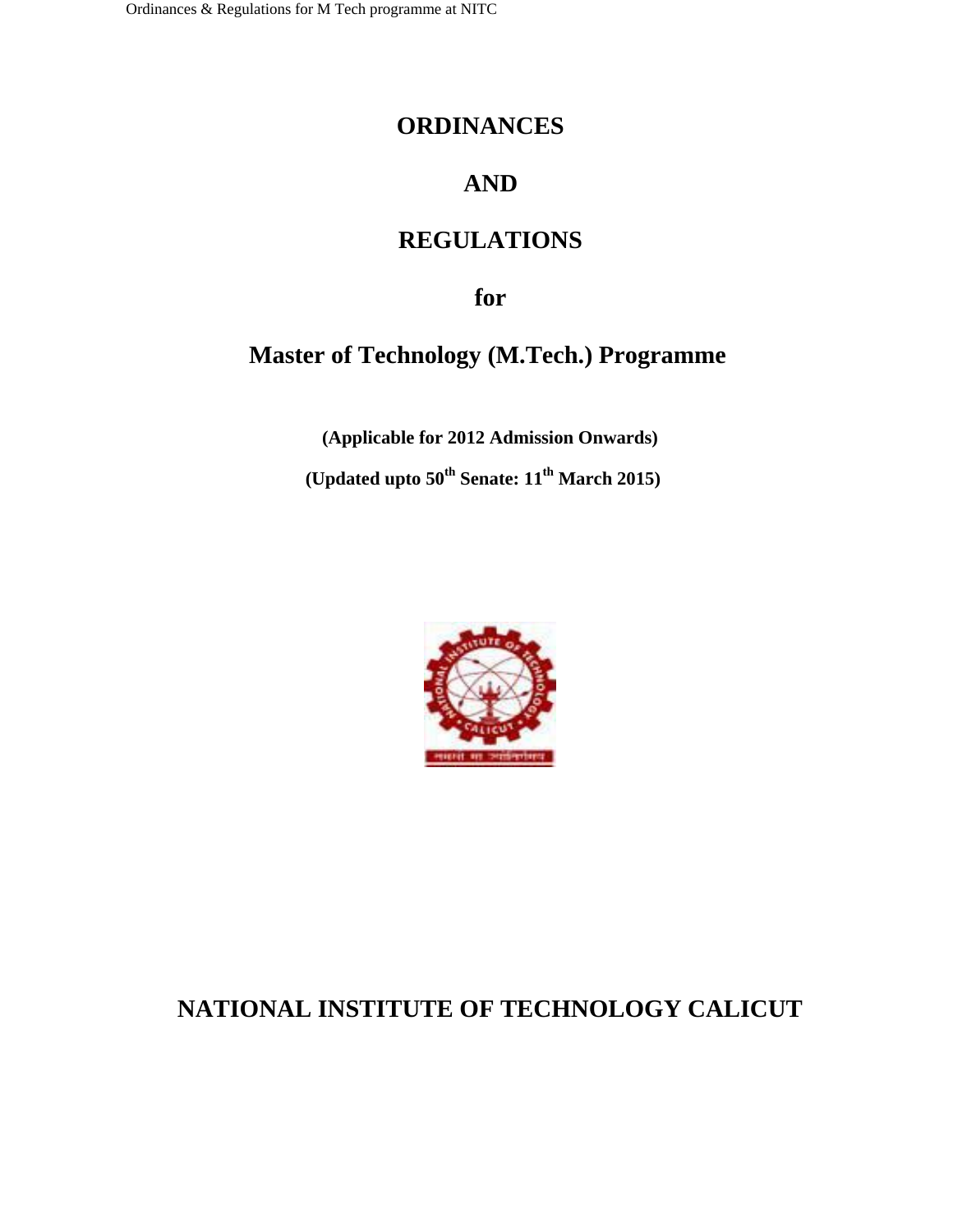# ORDINANCES

# AND

# REGULATIONS

# for

# Master of Technology (M.Tech.) Programme

**(Applicable for 2012 Admission Onwards)**

**(Updated upto 50th Senate: 11th March 2015)**

## NATIONAL INSTITUTE OF TECHNOLOGY CALICUT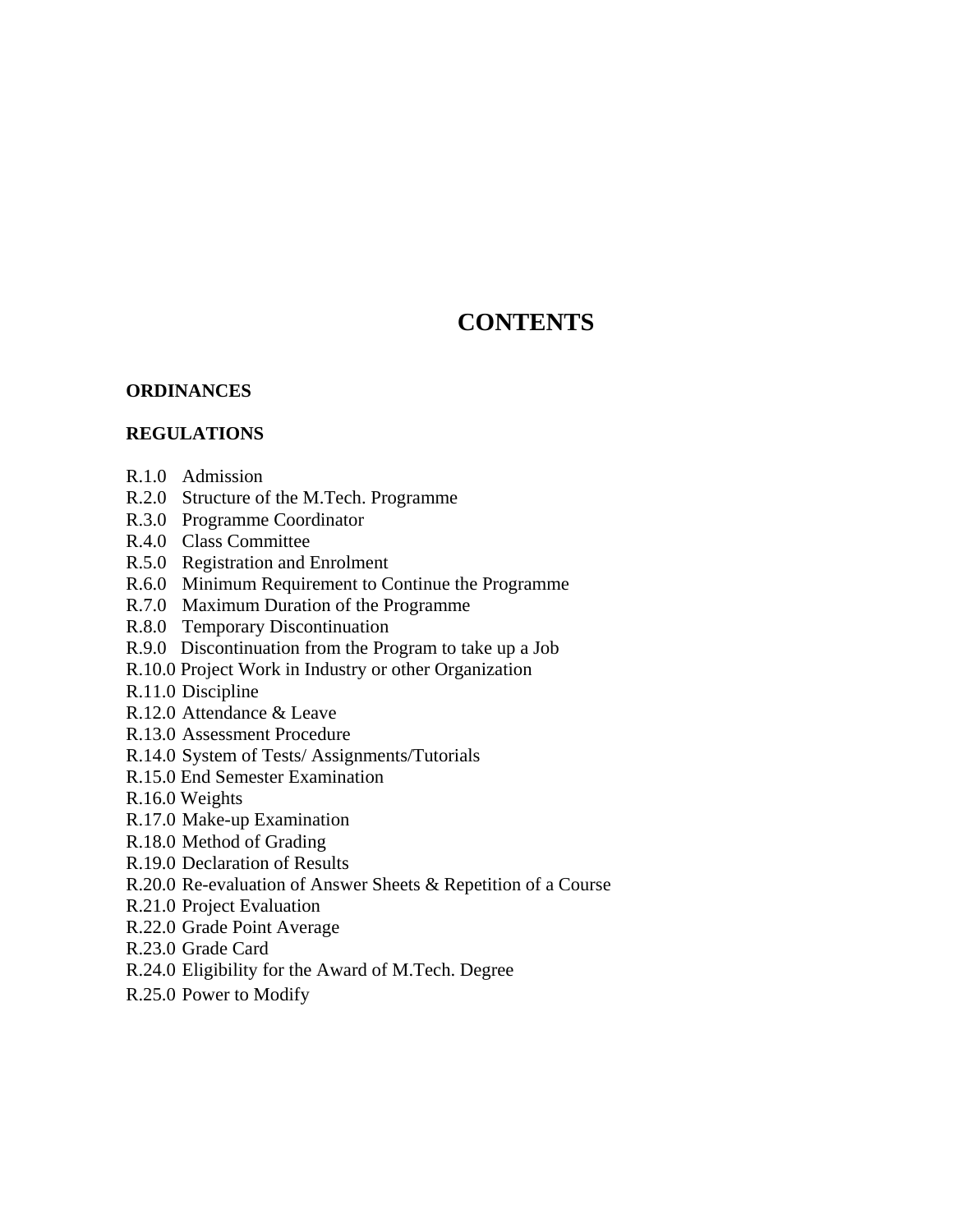# CONTENTS

**ORDINANCES**

**REGULATIONS**

R.1.0 Admission
R.2.0 Structure of the M.Tech. Programme
R.3.0 Programme Coordinator
R.4.0 Class Committee
R.5.0 Registration and Enrolment
R.6.0 Minimum Requirement to Continue the Programme
R.7.0 Maximum Duration of the Programme
R.8.0 Temporary Discontinuation
R.9.0 Discontinuation from the Program to take up a Job
R.10.0 Project Work in Industry or other Organization
R.11.0 Discipline
R.12.0 Attendance & Leave
R.13.0 Assessment Procedure
R.14.0 System of Tests/ Assignments/Tutorials
R.15.0 End Semester Examination
R.16.0 Weights
R.17.0 Make-up Examination
R.18.0 Method of Grading
R.19.0 Declaration of Results
R.20.0 Re-evaluation of Answer Sheets & Repetition of a Course
R.21.0 Project Evaluation
R.22.0 Grade Point Average
R.23.0 Grade Card
R.24.0 Eligibility for the Award of M.Tech. Degree
R.25.0 Power to Modify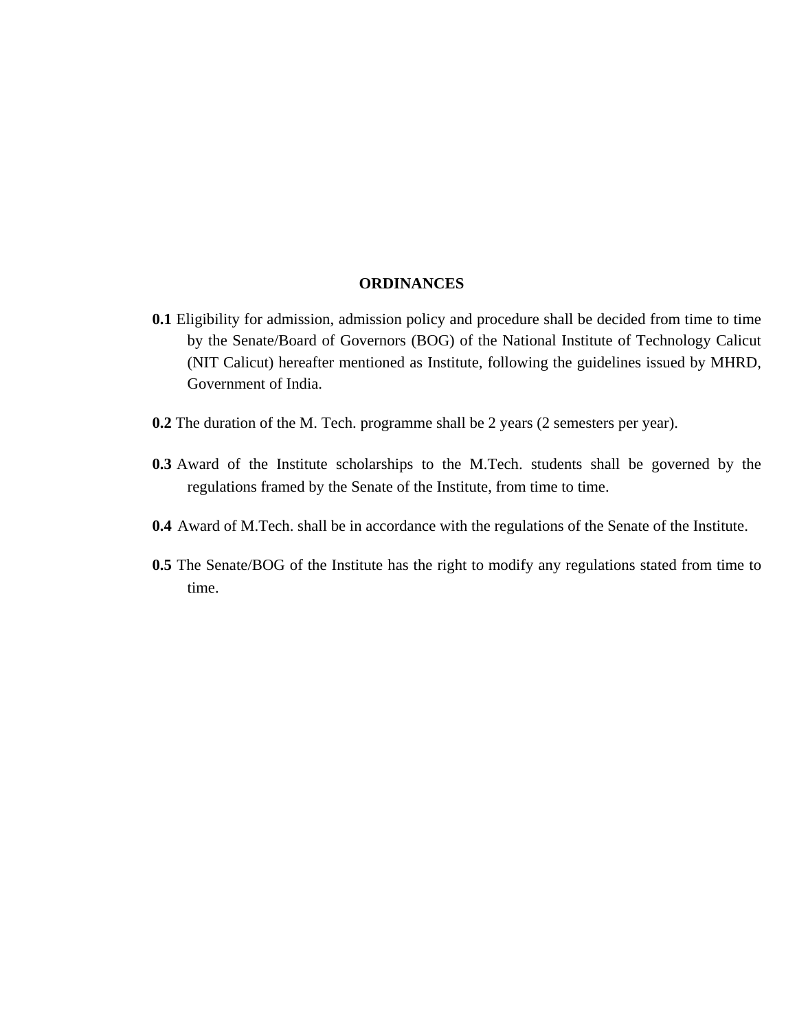# ORDINANCES

**0.1** Eligibility for admission, admission policy and procedure shall be decided from time to time by the Senate/Board of Governors (BOG) of the National Institute of Technology Calicut (NIT Calicut) hereafter mentioned as Institute, following the guidelines issued by MHRD, Government of India.

**0.2** The duration of the M. Tech. programme shall be 2 years (2 semesters per year).

**0.3** Award of the Institute scholarships to the M.Tech. students shall be governed by the regulations framed by the Senate of the Institute, from time to time.

**0.4** Award of M.Tech. shall be in accordance with the regulations of the Senate of the Institute.

**0.5** The Senate/BOG of the Institute has the right to modify any regulations stated from time to time.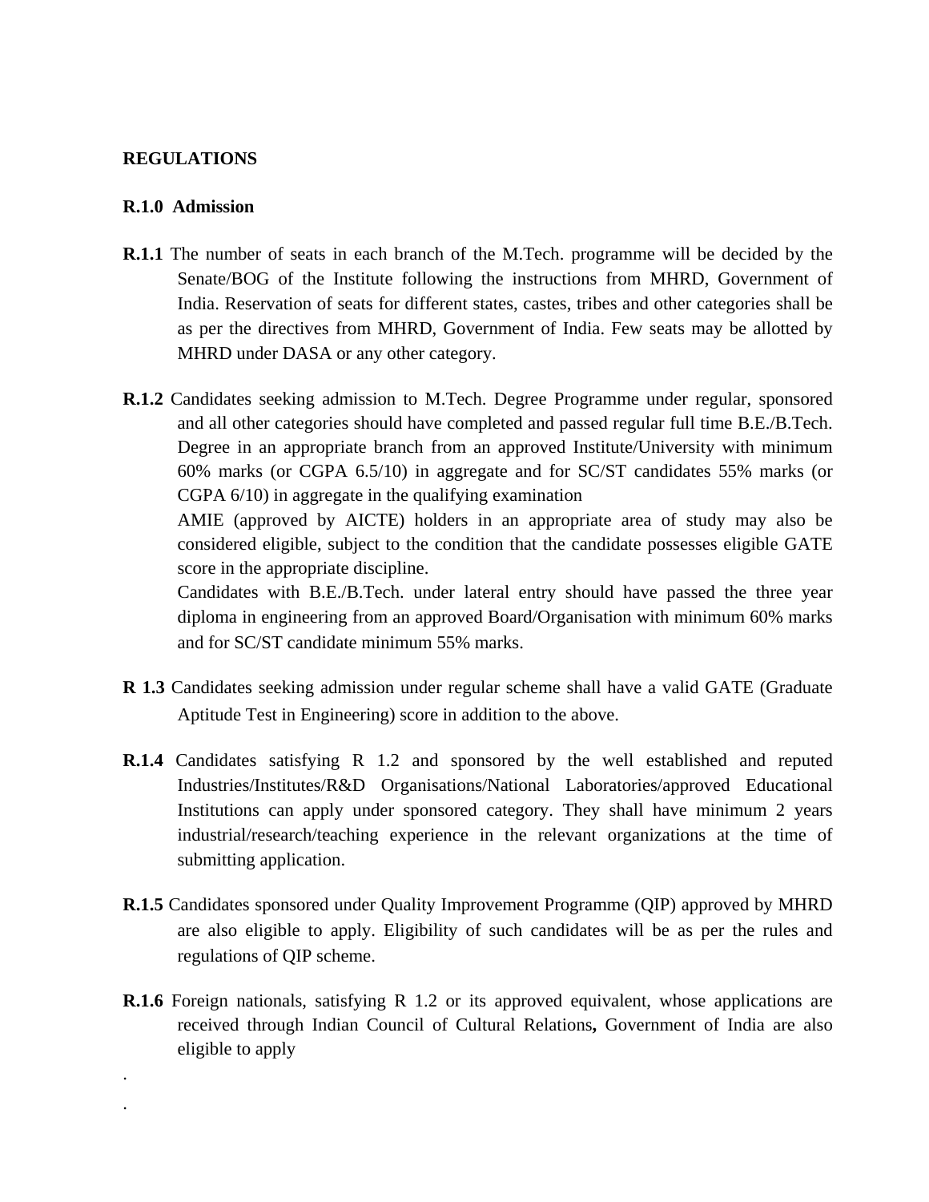**REGULATIONS**

**R.1.0 Admission**

**R.1.1** The number of seats in each branch of the M.Tech. programme will be decided by the Senate/BOG of the Institute following the instructions from MHRD, Government of India. Reservation of seats for different states, castes, tribes and other categories shall be as per the directives from MHRD, Government of India. Few seats may be allotted by MHRD under DASA or any other category.

**R.1.2** Candidates seeking admission to M.Tech. Degree Programme under regular, sponsored and all other categories should have completed and passed regular full time B.E./B.Tech. Degree in an appropriate branch from an approved Institute/University with minimum 60% marks (or CGPA 6.5/10) in aggregate and for SC/ST candidates 55% marks (or CGPA 6/10) in aggregate in the qualifying examination

AMIE (approved by AICTE) holders in an appropriate area of study may also be considered eligible, subject to the condition that the candidate possesses eligible GATE score in the appropriate discipline.

Candidates with B.E./B.Tech. under lateral entry should have passed the three year diploma in engineering from an approved Board/Organisation with minimum 60% marks and for SC/ST candidate minimum 55% marks.

**R 1.3** Candidates seeking admission under regular scheme shall have a valid GATE (Graduate Aptitude Test in Engineering) score in addition to the above.

**R.1.4** Candidates satisfying R 1.2 and sponsored by the well established and reputed Industries/Institutes/R&D Organisations/National Laboratories/approved Educational Institutions can apply under sponsored category. They shall have minimum 2 years industrial/research/teaching experience in the relevant organizations at the time of submitting application.

**R.1.5** Candidates sponsored under Quality Improvement Programme (QIP) approved by MHRD are also eligible to apply. Eligibility of such candidates will be as per the rules and regulations of QIP scheme.

**R.1.6** Foreign nationals, satisfying R 1.2 or its approved equivalent, whose applications are received through Indian Council of Cultural Relations**,** Government of India are also eligible to apply

.

.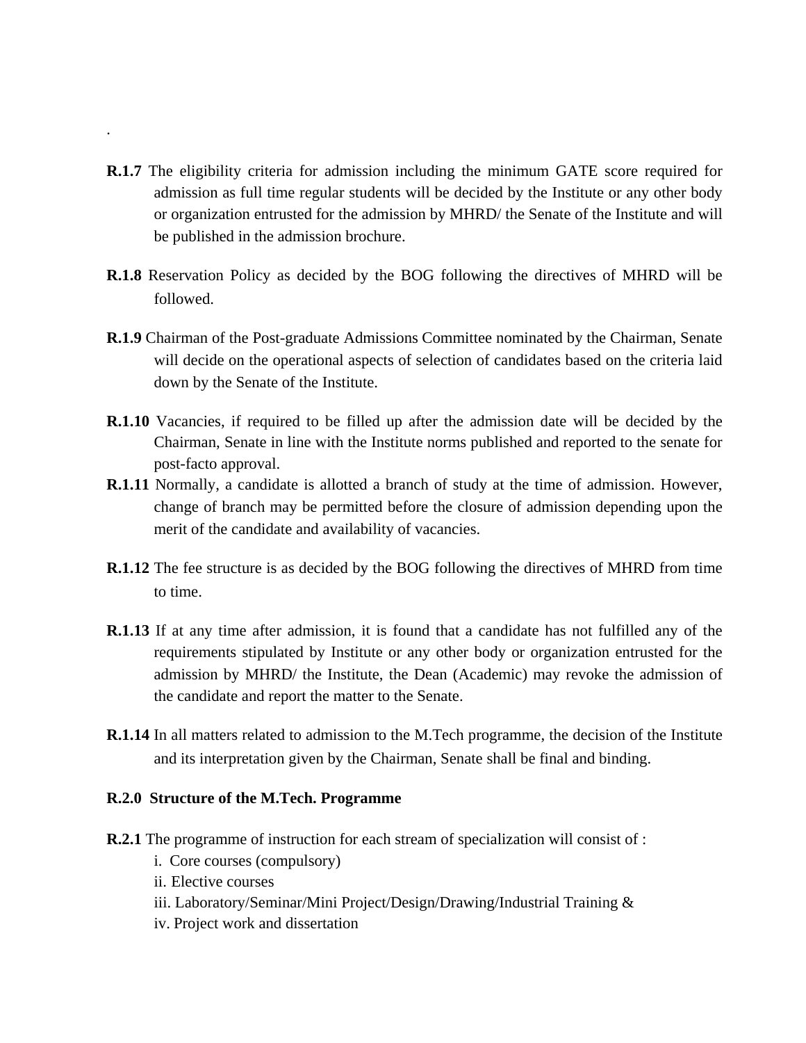.

**R.1.7** The eligibility criteria for admission including the minimum GATE score required for admission as full time regular students will be decided by the Institute or any other body or organization entrusted for the admission by MHRD/ the Senate of the Institute and will be published in the admission brochure.

**R.1.8** Reservation Policy as decided by the BOG following the directives of MHRD will be followed.

**R.1.9** Chairman of the Post-graduate Admissions Committee nominated by the Chairman, Senate will decide on the operational aspects of selection of candidates based on the criteria laid down by the Senate of the Institute.

**R.1.10** Vacancies, if required to be filled up after the admission date will be decided by the Chairman, Senate in line with the Institute norms published and reported to the senate for post-facto approval.

**R.1.11** Normally, a candidate is allotted a branch of study at the time of admission. However, change of branch may be permitted before the closure of admission depending upon the merit of the candidate and availability of vacancies.

**R.1.12** The fee structure is as decided by the BOG following the directives of MHRD from time to time.

**R.1.13** If at any time after admission, it is found that a candidate has not fulfilled any of the requirements stipulated by Institute or any other body or organization entrusted for the admission by MHRD/ the Institute, the Dean (Academic) may revoke the admission of the candidate and report the matter to the Senate.

**R.1.14** In all matters related to admission to the M.Tech programme, the decision of the Institute and its interpretation given by the Chairman, Senate shall be final and binding.

**R.2.0 Structure of the M.Tech. Programme**

**R.2.1** The programme of instruction for each stream of specialization will consist of :

i. Core courses (compulsory)
ii. Elective courses
iii. Laboratory/Seminar/Mini Project/Design/Drawing/Industrial Training &
iv. Project work and dissertation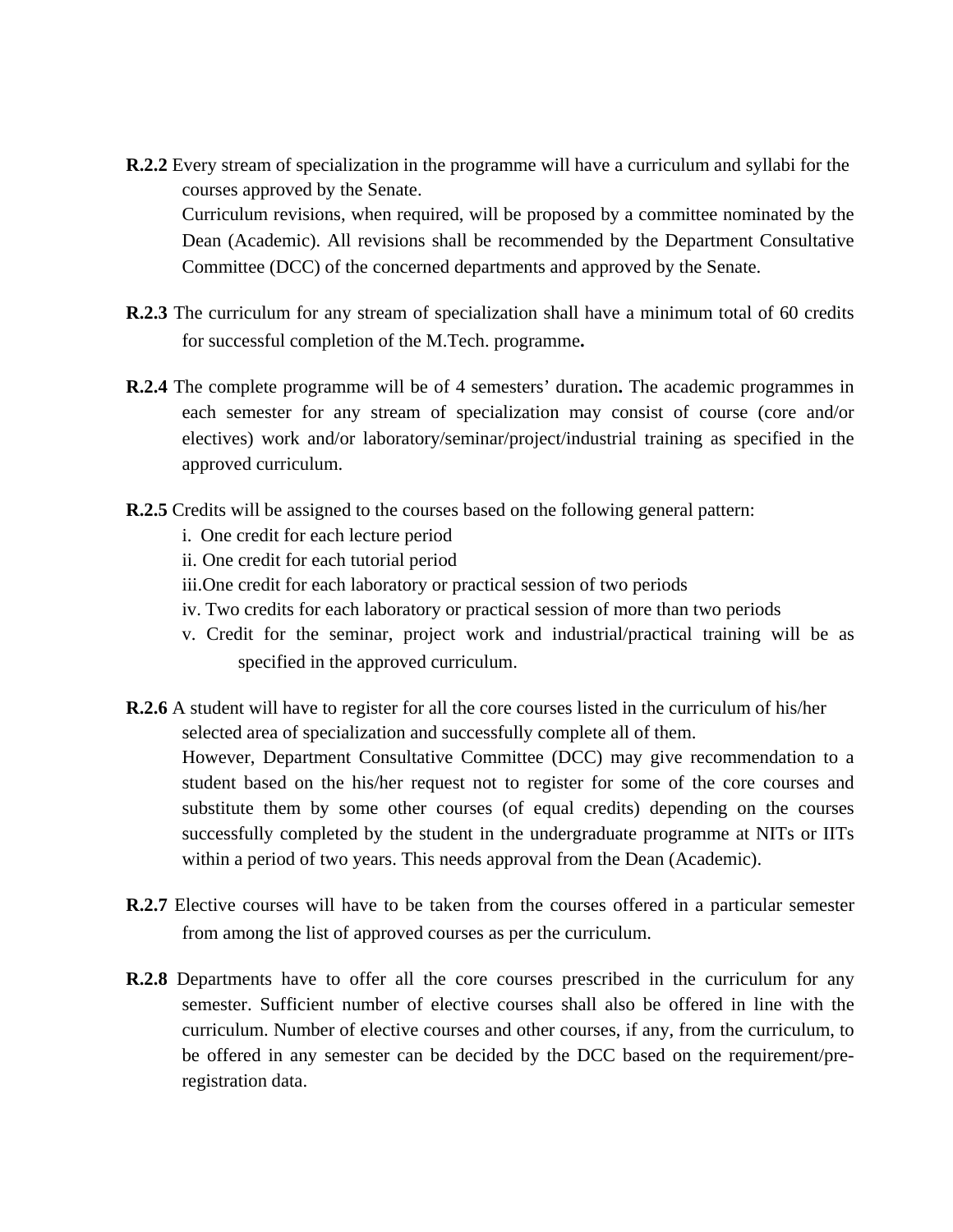**R.2.2** Every stream of specialization in the programme will have a curriculum and syllabi for the courses approved by the Senate.

Curriculum revisions, when required, will be proposed by a committee nominated by the Dean (Academic). All revisions shall be recommended by the Department Consultative Committee (DCC) of the concerned departments and approved by the Senate.

**R.2.3** The curriculum for any stream of specialization shall have a minimum total of 60 credits for successful completion of the M.Tech. programme**.**

**R.2.4** The complete programme will be of 4 semesters' duration**.** The academic programmes in each semester for any stream of specialization may consist of course (core and/or electives) work and/or laboratory/seminar/project/industrial training as specified in the approved curriculum.

**R.2.5** Credits will be assigned to the courses based on the following general pattern:

i. One credit for each lecture period

ii. One credit for each tutorial period

iii. One credit for each laboratory or practical session of two periods

iv. Two credits for each laboratory or practical session of more than two periods

v. Credit for the seminar, project work and industrial/practical training will be as specified in the approved curriculum.

**R.2.6** A student will have to register for all the core courses listed in the curriculum of his/her selected area of specialization and successfully complete all of them.

However, Department Consultative Committee (DCC) may give recommendation to a student based on the his/her request not to register for some of the core courses and substitute them by some other courses (of equal credits) depending on the courses successfully completed by the student in the undergraduate programme at NITs or IITs within a period of two years. This needs approval from the Dean (Academic).

**R.2.7** Elective courses will have to be taken from the courses offered in a particular semester from among the list of approved courses as per the curriculum.

**R.2.8** Departments have to offer all the core courses prescribed in the curriculum for any semester. Sufficient number of elective courses shall also be offered in line with the curriculum. Number of elective courses and other courses, if any, from the curriculum, to be offered in any semester can be decided by the DCC based on the requirement/pre-registration data.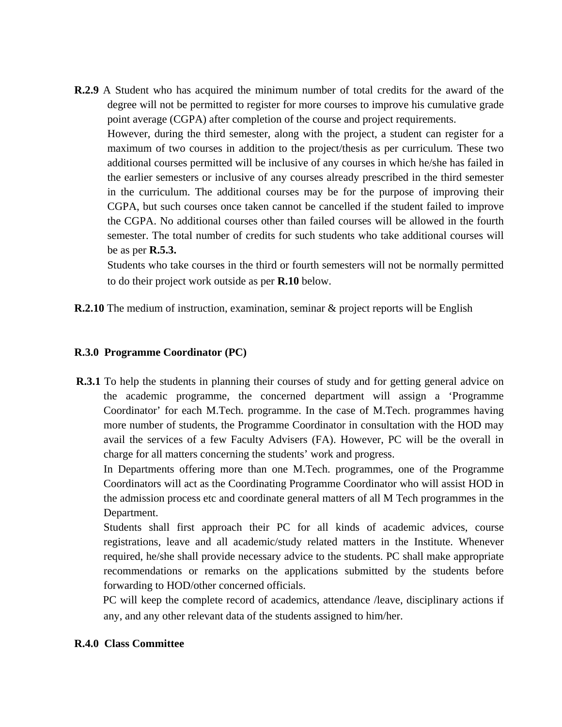**R.2.9** A Student who has acquired the minimum number of total credits for the award of the degree will not be permitted to register for more courses to improve his cumulative grade point average (CGPA) after completion of the course and project requirements.

However, during the third semester, along with the project, a student can register for a maximum of two courses in addition to the project/thesis as per curriculum. These two additional courses permitted will be inclusive of any courses in which he/she has failed in the earlier semesters or inclusive of any courses already prescribed in the third semester in the curriculum. The additional courses may be for the purpose of improving their CGPA, but such courses once taken cannot be cancelled if the student failed to improve the CGPA. No additional courses other than failed courses will be allowed in the fourth semester. The total number of credits for such students who take additional courses will be as per **R.5.3.**

Students who take courses in the third or fourth semesters will not be normally permitted to do their project work outside as per **R.10** below.

**R.2.10** The medium of instruction, examination, seminar & project reports will be English

## R.3.0 Programme Coordinator (PC)

**R.3.1** To help the students in planning their courses of study and for getting general advice on the academic programme, the concerned department will assign a 'Programme Coordinator' for each M.Tech. programme. In the case of M.Tech. programmes having more number of students, the Programme Coordinator in consultation with the HOD may avail the services of a few Faculty Advisers (FA). However, PC will be the overall in charge for all matters concerning the students' work and progress.

In Departments offering more than one M.Tech. programmes, one of the Programme Coordinators will act as the Coordinating Programme Coordinator who will assist HOD in the admission process etc and coordinate general matters of all M Tech programmes in the Department.

Students shall first approach their PC for all kinds of academic advices, course registrations, leave and all academic/study related matters in the Institute. Whenever required, he/she shall provide necessary advice to the students. PC shall make appropriate recommendations or remarks on the applications submitted by the students before forwarding to HOD/other concerned officials.

PC will keep the complete record of academics, attendance /leave, disciplinary actions if any, and any other relevant data of the students assigned to him/her.

## R.4.0 Class Committee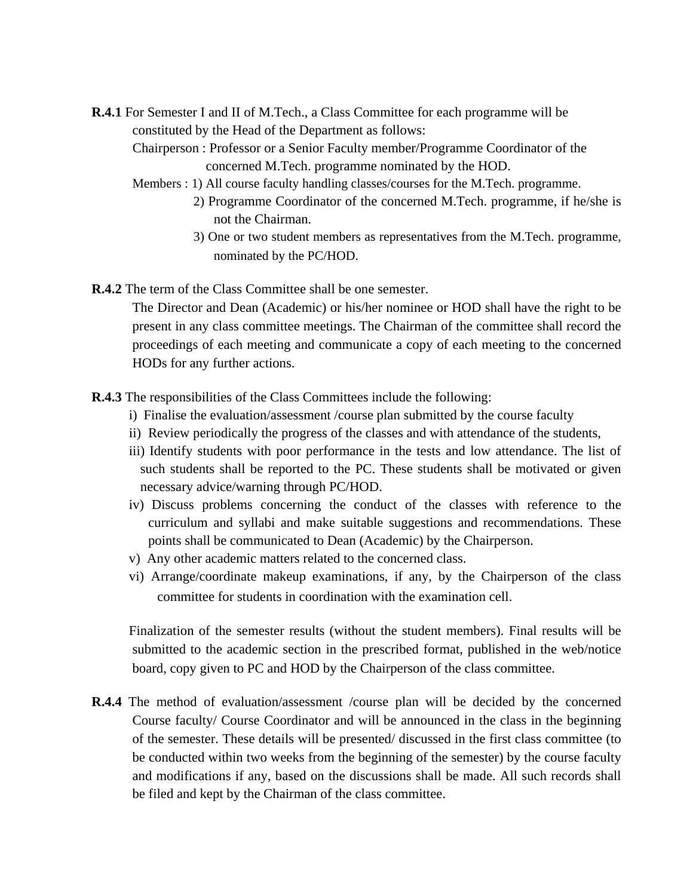**R.4.1** For Semester I and II of M.Tech., a Class Committee for each programme will be constituted by the Head of the Department as follows:

Chairperson : Professor or a Senior Faculty member/Programme Coordinator of the concerned M.Tech. programme nominated by the HOD.

Members : 1) All course faculty handling classes/courses for the M.Tech. programme.

2) Programme Coordinator of the concerned M.Tech. programme, if he/she is not the Chairman.

3) One or two student members as representatives from the M.Tech. programme, nominated by the PC/HOD.

**R.4.2** The term of the Class Committee shall be one semester.

The Director and Dean (Academic) or his/her nominee or HOD shall have the right to be present in any class committee meetings. The Chairman of the committee shall record the proceedings of each meeting and communicate a copy of each meeting to the concerned HODs for any further actions.

**R.4.3** The responsibilities of the Class Committees include the following:

i) Finalise the evaluation/assessment /course plan submitted by the course faculty

ii) Review periodically the progress of the classes and with attendance of the students,

iii) Identify students with poor performance in the tests and low attendance. The list of such students shall be reported to the PC. These students shall be motivated or given necessary advice/warning through PC/HOD.

iv) Discuss problems concerning the conduct of the classes with reference to the curriculum and syllabi and make suitable suggestions and recommendations. These points shall be communicated to Dean (Academic) by the Chairperson.

v) Any other academic matters related to the concerned class.

vi) Arrange/coordinate makeup examinations, if any, by the Chairperson of the class committee for students in coordination with the examination cell.

Finalization of the semester results (without the student members). Final results will be submitted to the academic section in the prescribed format, published in the web/notice board, copy given to PC and HOD by the Chairperson of the class committee.

**R.4.4** The method of evaluation/assessment /course plan will be decided by the concerned Course faculty/ Course Coordinator and will be announced in the class in the beginning of the semester. These details will be presented/ discussed in the first class committee (to be conducted within two weeks from the beginning of the semester) by the course faculty and modifications if any, based on the discussions shall be made. All such records shall be filed and kept by the Chairman of the class committee.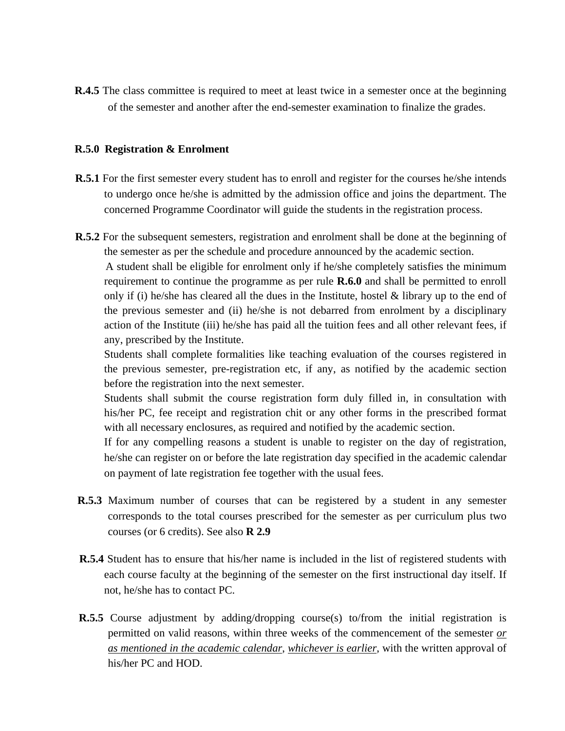**R.4.5** The class committee is required to meet at least twice in a semester once at the beginning of the semester and another after the end-semester examination to finalize the grades.

## R.5.0 Registration & Enrolment

**R.5.1** For the first semester every student has to enroll and register for the courses he/she intends to undergo once he/she is admitted by the admission office and joins the department. The concerned Programme Coordinator will guide the students in the registration process.

**R.5.2** For the subsequent semesters, registration and enrolment shall be done at the beginning of the semester as per the schedule and procedure announced by the academic section.

A student shall be eligible for enrolment only if he/she completely satisfies the minimum requirement to continue the programme as per rule **R.6.0** and shall be permitted to enroll only if (i) he/she has cleared all the dues in the Institute, hostel & library up to the end of the previous semester and (ii) he/she is not debarred from enrolment by a disciplinary action of the Institute (iii) he/she has paid all the tuition fees and all other relevant fees, if any, prescribed by the Institute.

Students shall complete formalities like teaching evaluation of the courses registered in the previous semester, pre-registration etc, if any, as notified by the academic section before the registration into the next semester.

Students shall submit the course registration form duly filled in, in consultation with his/her PC, fee receipt and registration chit or any other forms in the prescribed format with all necessary enclosures, as required and notified by the academic section.

If for any compelling reasons a student is unable to register on the day of registration, he/she can register on or before the late registration day specified in the academic calendar on payment of late registration fee together with the usual fees.

**R.5.3** Maximum number of courses that can be registered by a student in any semester corresponds to the total courses prescribed for the semester as per curriculum plus two courses (or 6 credits). See also **R 2.9**

**R.5.4** Student has to ensure that his/her name is included in the list of registered students with each course faculty at the beginning of the semester on the first instructional day itself. If not, he/she has to contact PC.

**R.5.5** Course adjustment by adding/dropping course(s) to/from the initial registration is permitted on valid reasons, within three weeks of the commencement of the semester <u>*or as mentioned in the academic calendar*</u>, <u>*whichever is earlier*</u>, with the written approval of his/her PC and HOD.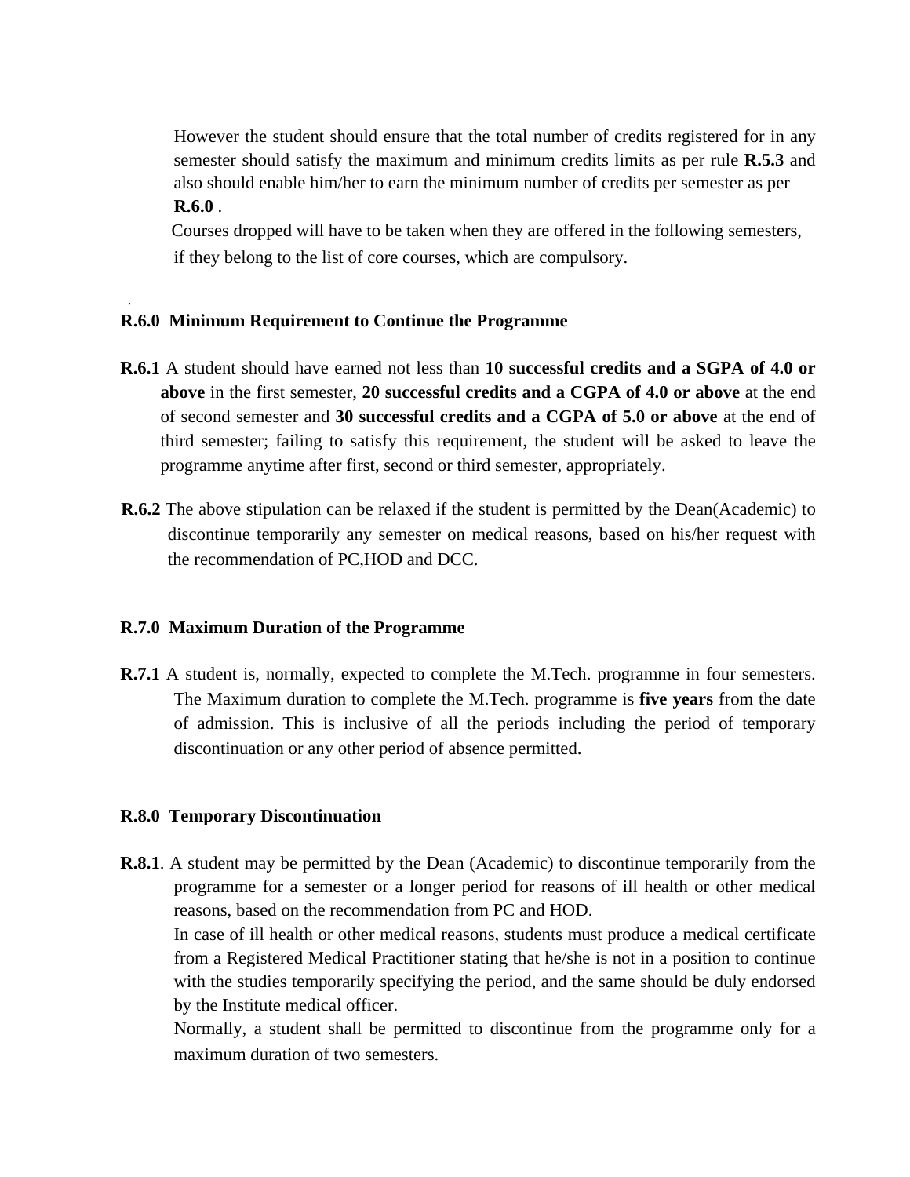However the student should ensure that the total number of credits registered for in any semester should satisfy the maximum and minimum credits limits as per rule **R.5.3** and also should enable him/her to earn the minimum number of credits per semester as per **R.6.0** .

Courses dropped will have to be taken when they are offered in the following semesters, if they belong to the list of core courses, which are compulsory.

### R.6.0 Minimum Requirement to Continue the Programme

**R.6.1** A student should have earned not less than **10 successful credits and a SGPA of 4.0 or above** in the first semester, **20 successful credits and a CGPA of 4.0 or above** at the end of second semester and **30 successful credits and a CGPA of 5.0 or above** at the end of third semester; failing to satisfy this requirement, the student will be asked to leave the programme anytime after first, second or third semester, appropriately.

**R.6.2** The above stipulation can be relaxed if the student is permitted by the Dean(Academic) to discontinue temporarily any semester on medical reasons, based on his/her request with the recommendation of PC,HOD and DCC.

### R.7.0 Maximum Duration of the Programme

**R.7.1** A student is, normally, expected to complete the M.Tech. programme in four semesters. The Maximum duration to complete the M.Tech. programme is **five years** from the date of admission. This is inclusive of all the periods including the period of temporary discontinuation or any other period of absence permitted.

### R.8.0 Temporary Discontinuation

**R.8.1**. A student may be permitted by the Dean (Academic) to discontinue temporarily from the programme for a semester or a longer period for reasons of ill health or other medical reasons, based on the recommendation from PC and HOD.

In case of ill health or other medical reasons, students must produce a medical certificate from a Registered Medical Practitioner stating that he/she is not in a position to continue with the studies temporarily specifying the period, and the same should be duly endorsed by the Institute medical officer.

Normally, a student shall be permitted to discontinue from the programme only for a maximum duration of two semesters.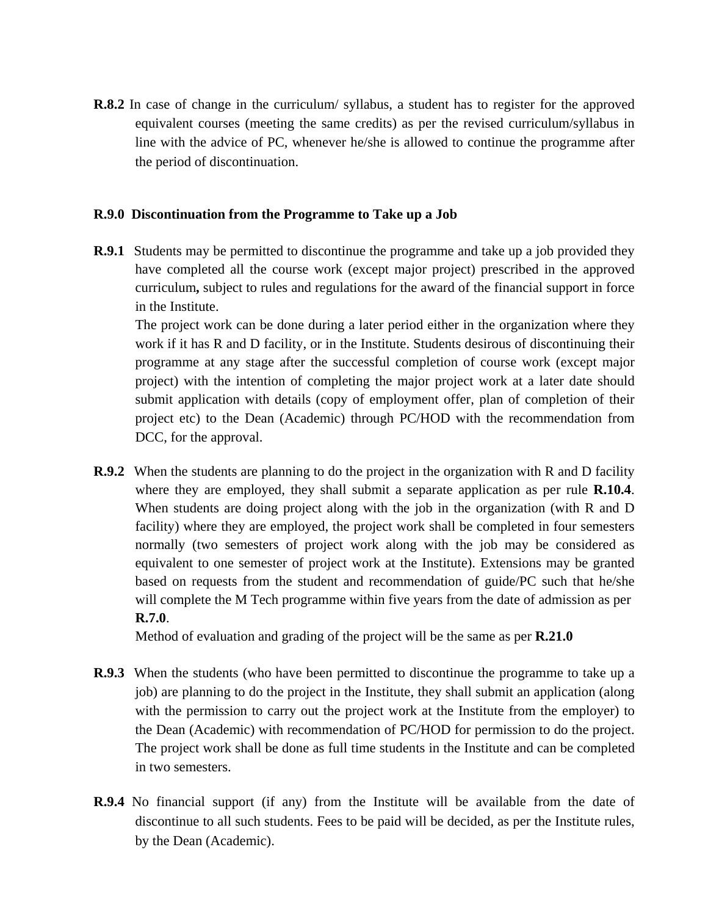**R.8.2** In case of change in the curriculum/ syllabus, a student has to register for the approved equivalent courses (meeting the same credits) as per the revised curriculum/syllabus in line with the advice of PC, whenever he/she is allowed to continue the programme after the period of discontinuation.

**R.9.0 Discontinuation from the Programme to Take up a Job**

**R.9.1** Students may be permitted to discontinue the programme and take up a job provided they have completed all the course work (except major project) prescribed in the approved curriculum**,** subject to rules and regulations for the award of the financial support in force in the Institute.

The project work can be done during a later period either in the organization where they work if it has R and D facility, or in the Institute. Students desirous of discontinuing their programme at any stage after the successful completion of course work (except major project) with the intention of completing the major project work at a later date should submit application with details (copy of employment offer, plan of completion of their project etc) to the Dean (Academic) through PC/HOD with the recommendation from DCC, for the approval.

**R.9.2** When the students are planning to do the project in the organization with R and D facility where they are employed, they shall submit a separate application as per rule **R.10.4**. When students are doing project along with the job in the organization (with R and D facility) where they are employed, the project work shall be completed in four semesters normally (two semesters of project work along with the job may be considered as equivalent to one semester of project work at the Institute). Extensions may be granted based on requests from the student and recommendation of guide/PC such that he/she will complete the M Tech programme within five years from the date of admission as per **R.7.0**.

Method of evaluation and grading of the project will be the same as per **R.21.0**

**R.9.3** When the students (who have been permitted to discontinue the programme to take up a job) are planning to do the project in the Institute, they shall submit an application (along with the permission to carry out the project work at the Institute from the employer) to the Dean (Academic) with recommendation of PC/HOD for permission to do the project. The project work shall be done as full time students in the Institute and can be completed in two semesters.

**R.9.4** No financial support (if any) from the Institute will be available from the date of discontinue to all such students. Fees to be paid will be decided, as per the Institute rules, by the Dean (Academic).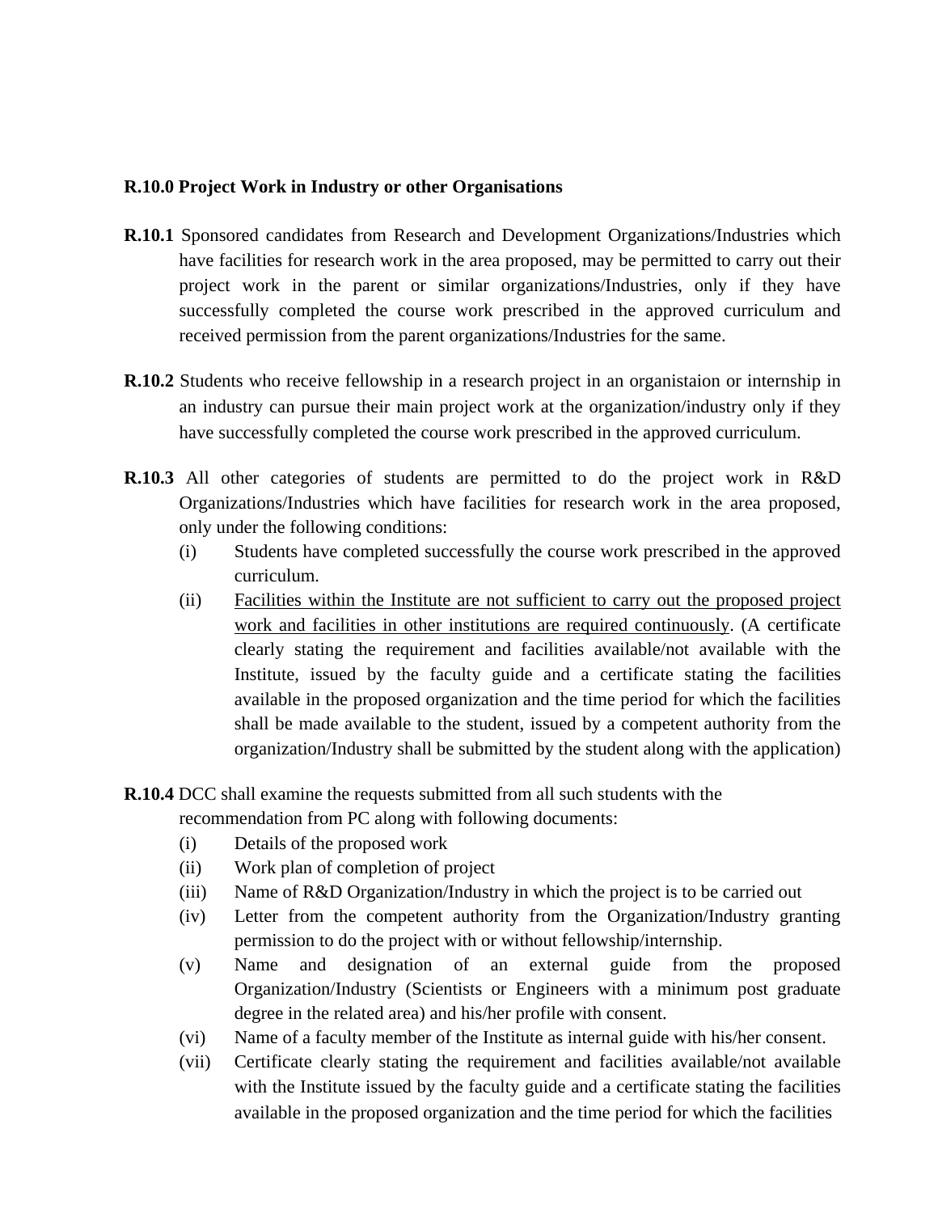**R.10.0 Project Work in Industry or other Organisations**

**R.10.1** Sponsored candidates from Research and Development Organizations/Industries which have facilities for research work in the area proposed, may be permitted to carry out their project work in the parent or similar organizations/Industries, only if they have successfully completed the course work prescribed in the approved curriculum and received permission from the parent organizations/Industries for the same.

**R.10.2** Students who receive fellowship in a research project in an organistaion or internship in an industry can pursue their main project work at the organization/industry only if they have successfully completed the course work prescribed in the approved curriculum.

**R.10.3** All other categories of students are permitted to do the project work in R&D Organizations/Industries which have facilities for research work in the area proposed, only under the following conditions:

(i) Students have completed successfully the course work prescribed in the approved curriculum.

(ii) <u>Facilities within the Institute are not sufficient to carry out the proposed project work and facilities in other institutions are required continuously</u>. (A certificate clearly stating the requirement and facilities available/not available with the Institute, issued by the faculty guide and a certificate stating the facilities available in the proposed organization and the time period for which the facilities shall be made available to the student, issued by a competent authority from the organization/Industry shall be submitted by the student along with the application)

**R.10.4** DCC shall examine the requests submitted from all such students with the recommendation from PC along with following documents:

(i) Details of the proposed work

(ii) Work plan of completion of project

(iii) Name of R&D Organization/Industry in which the project is to be carried out

(iv) Letter from the competent authority from the Organization/Industry granting permission to do the project with or without fellowship/internship.

(v) Name and designation of an external guide from the proposed Organization/Industry (Scientists or Engineers with a minimum post graduate degree in the related area) and his/her profile with consent.

(vi) Name of a faculty member of the Institute as internal guide with his/her consent.

(vii) Certificate clearly stating the requirement and facilities available/not available with the Institute issued by the faculty guide and a certificate stating the facilities available in the proposed organization and the time period for which the facilities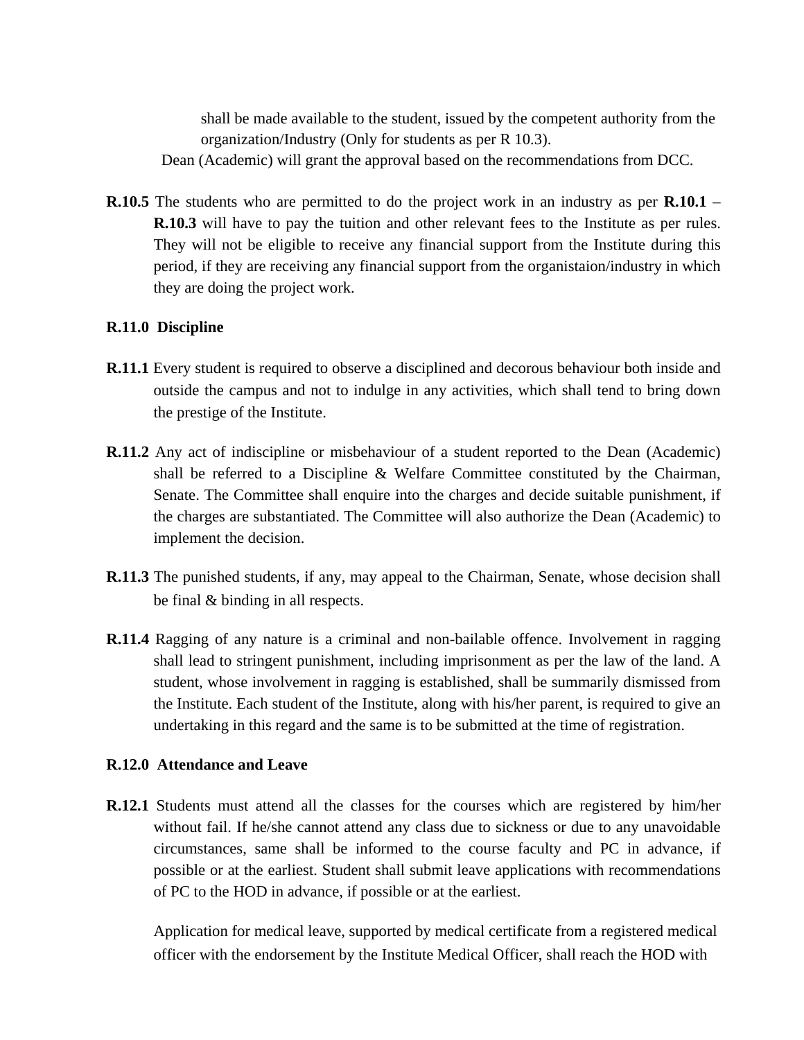shall be made available to the student, issued by the competent authority from the organization/Industry (Only for students as per R 10.3).

Dean (Academic) will grant the approval based on the recommendations from DCC.

**R.10.5** The students who are permitted to do the project work in an industry as per **R.10.1** – **R.10.3** will have to pay the tuition and other relevant fees to the Institute as per rules. They will not be eligible to receive any financial support from the Institute during this period, if they are receiving any financial support from the organistaion/industry in which they are doing the project work.

**R.11.0 Discipline**

**R.11.1** Every student is required to observe a disciplined and decorous behaviour both inside and outside the campus and not to indulge in any activities, which shall tend to bring down the prestige of the Institute.

**R.11.2** Any act of indiscipline or misbehaviour of a student reported to the Dean (Academic) shall be referred to a Discipline & Welfare Committee constituted by the Chairman, Senate. The Committee shall enquire into the charges and decide suitable punishment, if the charges are substantiated. The Committee will also authorize the Dean (Academic) to implement the decision.

**R.11.3** The punished students, if any, may appeal to the Chairman, Senate, whose decision shall be final & binding in all respects.

**R.11.4** Ragging of any nature is a criminal and non-bailable offence. Involvement in ragging shall lead to stringent punishment, including imprisonment as per the law of the land. A student, whose involvement in ragging is established, shall be summarily dismissed from the Institute. Each student of the Institute, along with his/her parent, is required to give an undertaking in this regard and the same is to be submitted at the time of registration.

**R.12.0 Attendance and Leave**

**R.12.1** Students must attend all the classes for the courses which are registered by him/her without fail. If he/she cannot attend any class due to sickness or due to any unavoidable circumstances, same shall be informed to the course faculty and PC in advance, if possible or at the earliest. Student shall submit leave applications with recommendations of PC to the HOD in advance, if possible or at the earliest.

Application for medical leave, supported by medical certificate from a registered medical officer with the endorsement by the Institute Medical Officer, shall reach the HOD with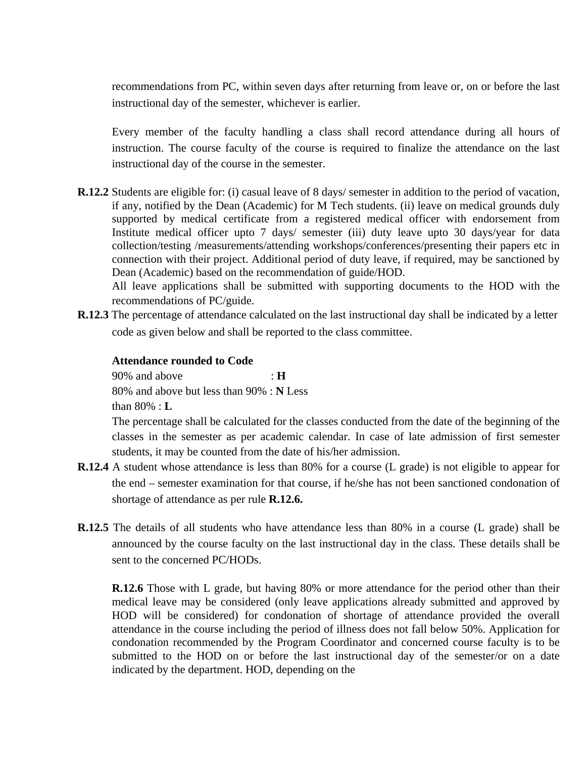recommendations from PC, within seven days after returning from leave or, on or before the last instructional day of the semester, whichever is earlier.

Every member of the faculty handling a class shall record attendance during all hours of instruction. The course faculty of the course is required to finalize the attendance on the last instructional day of the course in the semester.

**R.12.2** Students are eligible for: (i) casual leave of 8 days/ semester in addition to the period of vacation, if any, notified by the Dean (Academic) for M Tech students. (ii) leave on medical grounds duly supported by medical certificate from a registered medical officer with endorsement from Institute medical officer upto 7 days/ semester (iii) duty leave upto 30 days/year for data collection/testing /measurements/attending workshops/conferences/presenting their papers etc in connection with their project. Additional period of duty leave, if required, may be sanctioned by Dean (Academic) based on the recommendation of guide/HOD.

All leave applications shall be submitted with supporting documents to the HOD with the recommendations of PC/guide.

**R.12.3** The percentage of attendance calculated on the last instructional day shall be indicated by a letter code as given below and shall be reported to the class committee.

**Attendance rounded to Code**

90% and above : **H**

80% and above but less than 90% : **N** Less than 80% : **L**

The percentage shall be calculated for the classes conducted from the date of the beginning of the classes in the semester as per academic calendar. In case of late admission of first semester students, it may be counted from the date of his/her admission.

**R.12.4** A student whose attendance is less than 80% for a course (L grade) is not eligible to appear for the end – semester examination for that course, if he/she has not been sanctioned condonation of shortage of attendance as per rule **R.12.6.**

**R.12.5** The details of all students who have attendance less than 80% in a course (L grade) shall be announced by the course faculty on the last instructional day in the class. These details shall be sent to the concerned PC/HODs.

**R.12.6** Those with L grade, but having 80% or more attendance for the period other than their medical leave may be considered (only leave applications already submitted and approved by HOD will be considered) for condonation of shortage of attendance provided the overall attendance in the course including the period of illness does not fall below 50%. Application for condonation recommended by the Program Coordinator and concerned course faculty is to be submitted to the HOD on or before the last instructional day of the semester/or on a date indicated by the department. HOD, depending on the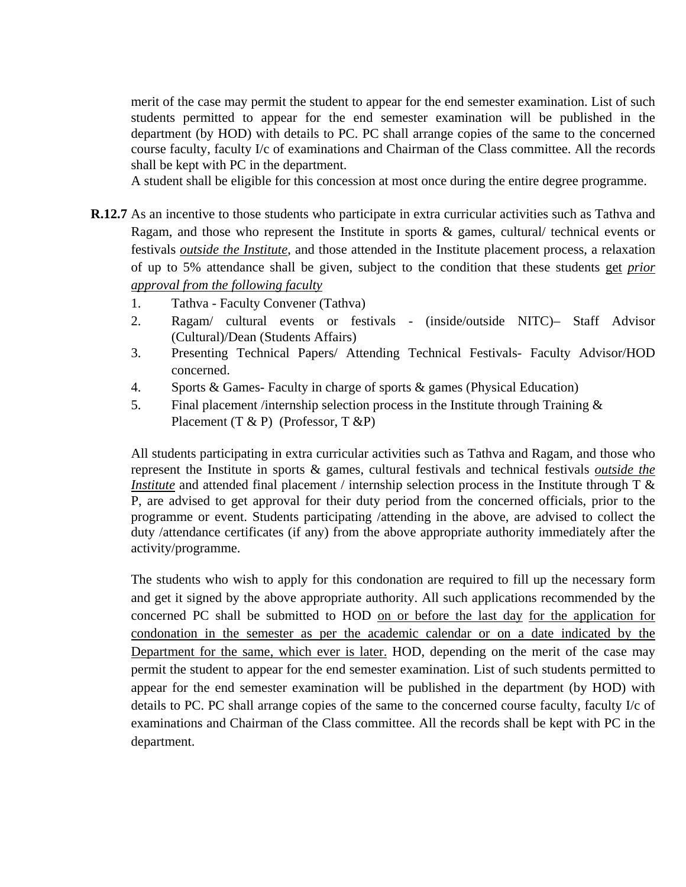merit of the case may permit the student to appear for the end semester examination. List of such students permitted to appear for the end semester examination will be published in the department (by HOD) with details to PC. PC shall arrange copies of the same to the concerned course faculty, faculty I/c of examinations and Chairman of the Class committee. All the records shall be kept with PC in the department.

A student shall be eligible for this concession at most once during the entire degree programme.

**R.12.7** As an incentive to those students who participate in extra curricular activities such as Tathva and Ragam, and those who represent the Institute in sports & games, cultural/ technical events or festivals *outside the Institute*, and those attended in the Institute placement process, a relaxation of up to 5% attendance shall be given, subject to the condition that these students get *prior approval from the following faculty*

1. Tathva - Faculty Convener (Tathva)
2. Ragam/ cultural events or festivals - (inside/outside NITC)– Staff Advisor (Cultural)/Dean (Students Affairs)
3. Presenting Technical Papers/ Attending Technical Festivals- Faculty Advisor/HOD concerned.
4. Sports & Games- Faculty in charge of sports & games (Physical Education)
5. Final placement /internship selection process in the Institute through Training & Placement (T & P) (Professor, T &P)

All students participating in extra curricular activities such as Tathva and Ragam, and those who represent the Institute in sports & games, cultural festivals and technical festivals *outside the Institute* and attended final placement / internship selection process in the Institute through T & P, are advised to get approval for their duty period from the concerned officials, prior to the programme or event. Students participating /attending in the above, are advised to collect the duty /attendance certificates (if any) from the above appropriate authority immediately after the activity/programme.

The students who wish to apply for this condonation are required to fill up the necessary form and get it signed by the above appropriate authority. All such applications recommended by the concerned PC shall be submitted to HOD on or before the last day for the application for condonation in the semester as per the academic calendar or on a date indicated by the Department for the same, which ever is later. HOD, depending on the merit of the case may permit the student to appear for the end semester examination. List of such students permitted to appear for the end semester examination will be published in the department (by HOD) with details to PC. PC shall arrange copies of the same to the concerned course faculty, faculty I/c of examinations and Chairman of the Class committee. All the records shall be kept with PC in the department.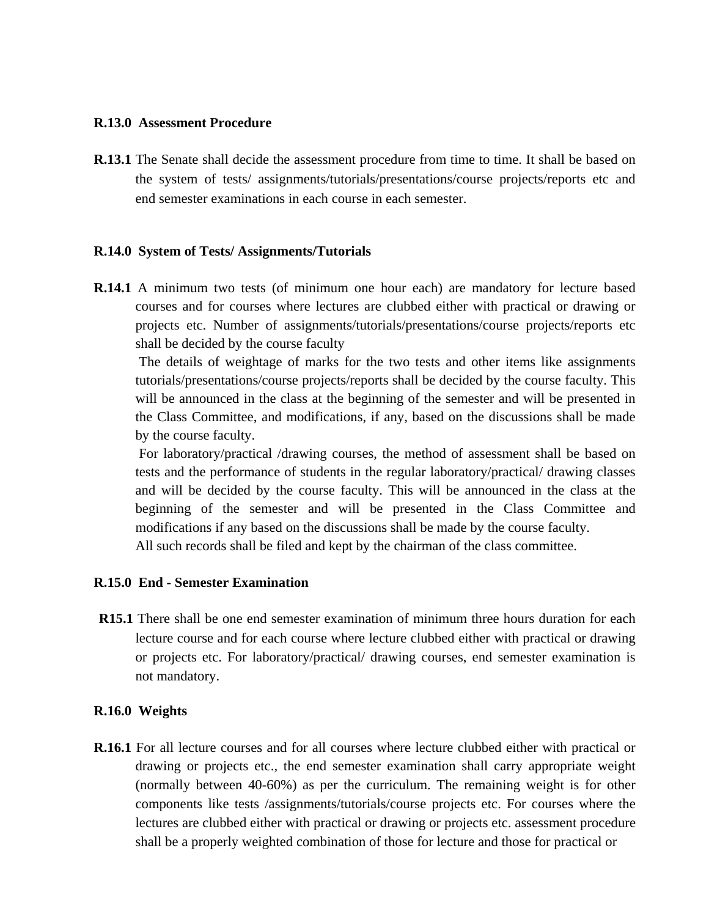**R.13.0 Assessment Procedure**

**R.13.1** The Senate shall decide the assessment procedure from time to time. It shall be based on the system of tests/ assignments/tutorials/presentations/course projects/reports etc and end semester examinations in each course in each semester.

**R.14.0 System of Tests/ Assignments/Tutorials**

**R.14.1** A minimum two tests (of minimum one hour each) are mandatory for lecture based courses and for courses where lectures are clubbed either with practical or drawing or projects etc. Number of assignments/tutorials/presentations/course projects/reports etc shall be decided by the course faculty

The details of weightage of marks for the two tests and other items like assignments tutorials/presentations/course projects/reports shall be decided by the course faculty. This will be announced in the class at the beginning of the semester and will be presented in the Class Committee, and modifications, if any, based on the discussions shall be made by the course faculty.

For laboratory/practical /drawing courses, the method of assessment shall be based on tests and the performance of students in the regular laboratory/practical/ drawing classes and will be decided by the course faculty. This will be announced in the class at the beginning of the semester and will be presented in the Class Committee and modifications if any based on the discussions shall be made by the course faculty.

All such records shall be filed and kept by the chairman of the class committee.

**R.15.0 End - Semester Examination**

**R15.1** There shall be one end semester examination of minimum three hours duration for each lecture course and for each course where lecture clubbed either with practical or drawing or projects etc. For laboratory/practical/ drawing courses, end semester examination is not mandatory.

**R.16.0 Weights**

**R.16.1** For all lecture courses and for all courses where lecture clubbed either with practical or drawing or projects etc., the end semester examination shall carry appropriate weight (normally between 40-60%) as per the curriculum. The remaining weight is for other components like tests /assignments/tutorials/course projects etc. For courses where the lectures are clubbed either with practical or drawing or projects etc. assessment procedure shall be a properly weighted combination of those for lecture and those for practical or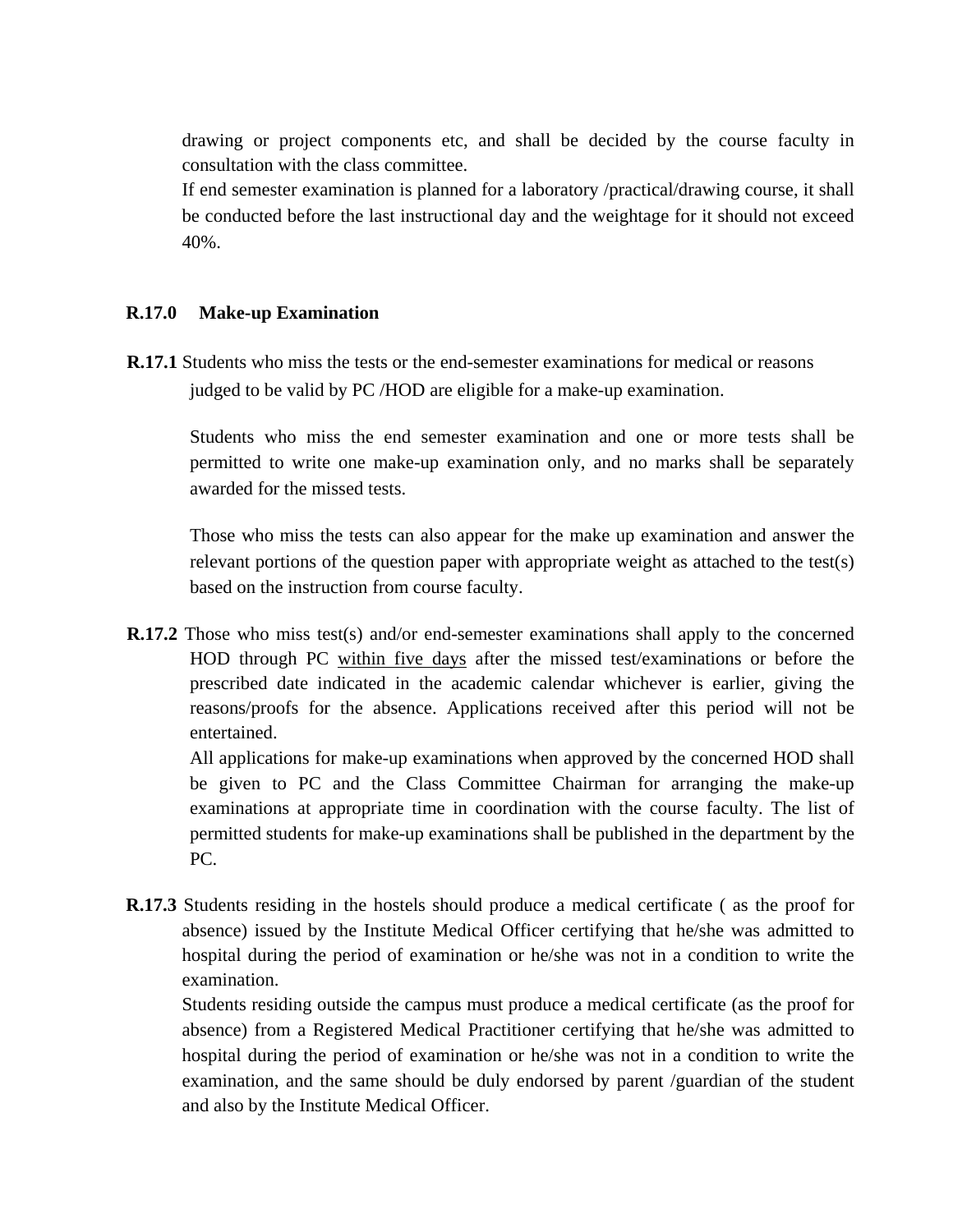drawing or project components etc, and shall be decided by the course faculty in consultation with the class committee.

If end semester examination is planned for a laboratory /practical/drawing course, it shall be conducted before the last instructional day and the weightage for it should not exceed 40%.

## R.17.0 Make-up Examination

**R.17.1** Students who miss the tests or the end-semester examinations for medical or reasons judged to be valid by PC /HOD are eligible for a make-up examination.

Students who miss the end semester examination and one or more tests shall be permitted to write one make-up examination only, and no marks shall be separately awarded for the missed tests.

Those who miss the tests can also appear for the make up examination and answer the relevant portions of the question paper with appropriate weight as attached to the test(s) based on the instruction from course faculty.

**R.17.2** Those who miss test(s) and/or end-semester examinations shall apply to the concerned HOD through PC <u>within five days</u> after the missed test/examinations or before the prescribed date indicated in the academic calendar whichever is earlier, giving the reasons/proofs for the absence. Applications received after this period will not be entertained.

All applications for make-up examinations when approved by the concerned HOD shall be given to PC and the Class Committee Chairman for arranging the make-up examinations at appropriate time in coordination with the course faculty. The list of permitted students for make-up examinations shall be published in the department by the PC.

**R.17.3** Students residing in the hostels should produce a medical certificate ( as the proof for absence) issued by the Institute Medical Officer certifying that he/she was admitted to hospital during the period of examination or he/she was not in a condition to write the examination.

Students residing outside the campus must produce a medical certificate (as the proof for absence) from a Registered Medical Practitioner certifying that he/she was admitted to hospital during the period of examination or he/she was not in a condition to write the examination, and the same should be duly endorsed by parent /guardian of the student and also by the Institute Medical Officer.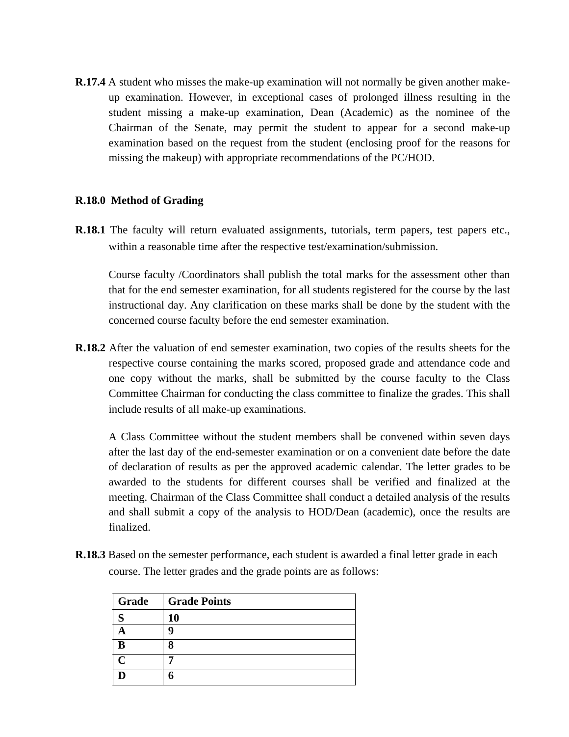**R.17.4** A student who misses the make-up examination will not normally be given another make-up examination. However, in exceptional cases of prolonged illness resulting in the student missing a make-up examination, Dean (Academic) as the nominee of the Chairman of the Senate, may permit the student to appear for a second make-up examination based on the request from the student (enclosing proof for the reasons for missing the makeup) with appropriate recommendations of the PC/HOD.

**R.18.0 Method of Grading**

**R.18.1** The faculty will return evaluated assignments, tutorials, term papers, test papers etc., within a reasonable time after the respective test/examination/submission.

Course faculty /Coordinators shall publish the total marks for the assessment other than that for the end semester examination, for all students registered for the course by the last instructional day. Any clarification on these marks shall be done by the student with the concerned course faculty before the end semester examination.

**R.18.2** After the valuation of end semester examination, two copies of the results sheets for the respective course containing the marks scored, proposed grade and attendance code and one copy without the marks, shall be submitted by the course faculty to the Class Committee Chairman for conducting the class committee to finalize the grades. This shall include results of all make-up examinations.

A Class Committee without the student members shall be convened within seven days after the last day of the end-semester examination or on a convenient date before the date of declaration of results as per the approved academic calendar. The letter grades to be awarded to the students for different courses shall be verified and finalized at the meeting. Chairman of the Class Committee shall conduct a detailed analysis of the results and shall submit a copy of the analysis to HOD/Dean (academic), once the results are finalized.

**R.18.3** Based on the semester performance, each student is awarded a final letter grade in each course. The letter grades and the grade points are as follows:

| Grade | Grade Points |
|---|---|
| **S** | **10** |
| **A** | **9** |
| **B** | **8** |
| **C** | **7** |
| **D** | **6** |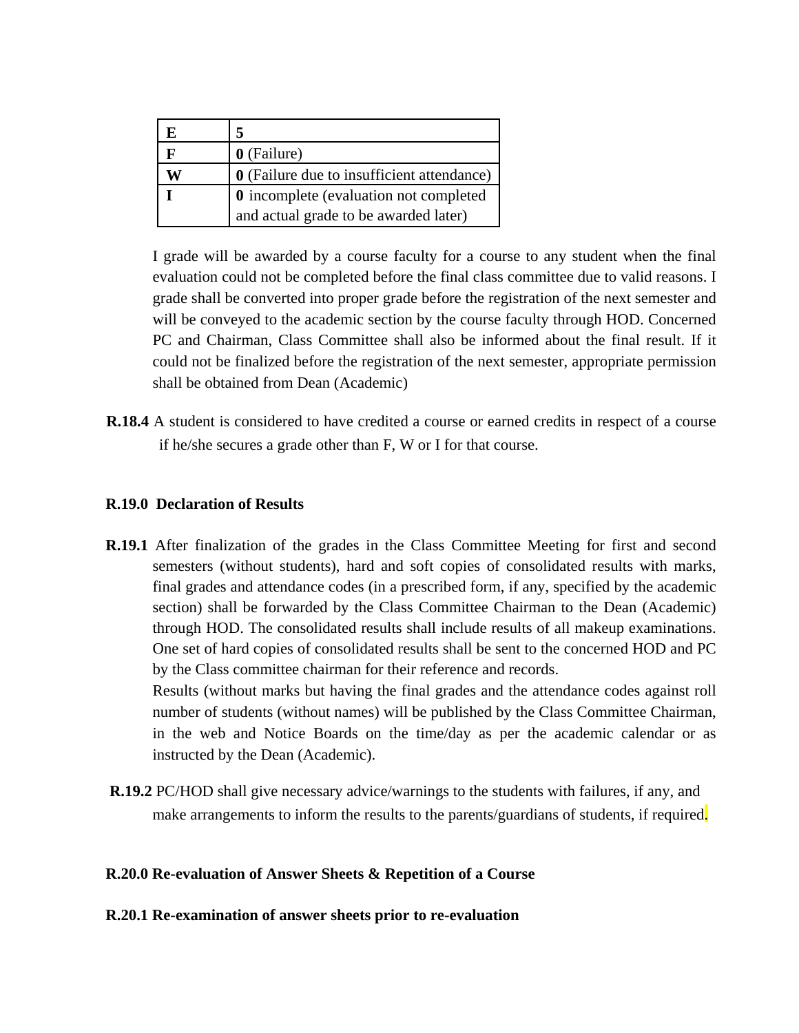| E | **5** |
|---|---|
| **F** | **0** (Failure) |
| **W** | **0** (Failure due to insufficient attendance) |
| **I** | **0** incomplete (evaluation not completed and actual grade to be awarded later) |

I grade will be awarded by a course faculty for a course to any student when the final evaluation could not be completed before the final class committee due to valid reasons. I grade shall be converted into proper grade before the registration of the next semester and will be conveyed to the academic section by the course faculty through HOD. Concerned PC and Chairman, Class Committee shall also be informed about the final result. If it could not be finalized before the registration of the next semester, appropriate permission shall be obtained from Dean (Academic)

**R.18.4** A student is considered to have credited a course or earned credits in respect of a course if he/she secures a grade other than F, W or I for that course.

**R.19.0 Declaration of Results**

**R.19.1** After finalization of the grades in the Class Committee Meeting for first and second semesters (without students), hard and soft copies of consolidated results with marks, final grades and attendance codes (in a prescribed form, if any, specified by the academic section) shall be forwarded by the Class Committee Chairman to the Dean (Academic) through HOD. The consolidated results shall include results of all makeup examinations. One set of hard copies of consolidated results shall be sent to the concerned HOD and PC by the Class committee chairman for their reference and records.

Results (without marks but having the final grades and the attendance codes against roll number of students (without names) will be published by the Class Committee Chairman, in the web and Notice Boards on the time/day as per the academic calendar or as instructed by the Dean (Academic).

**R.19.2** PC/HOD shall give necessary advice/warnings to the students with failures, if any, and make arrangements to inform the results to the parents/guardians of students, if required.

**R.20.0 Re-evaluation of Answer Sheets & Repetition of a Course**

**R.20.1 Re-examination of answer sheets prior to re-evaluation**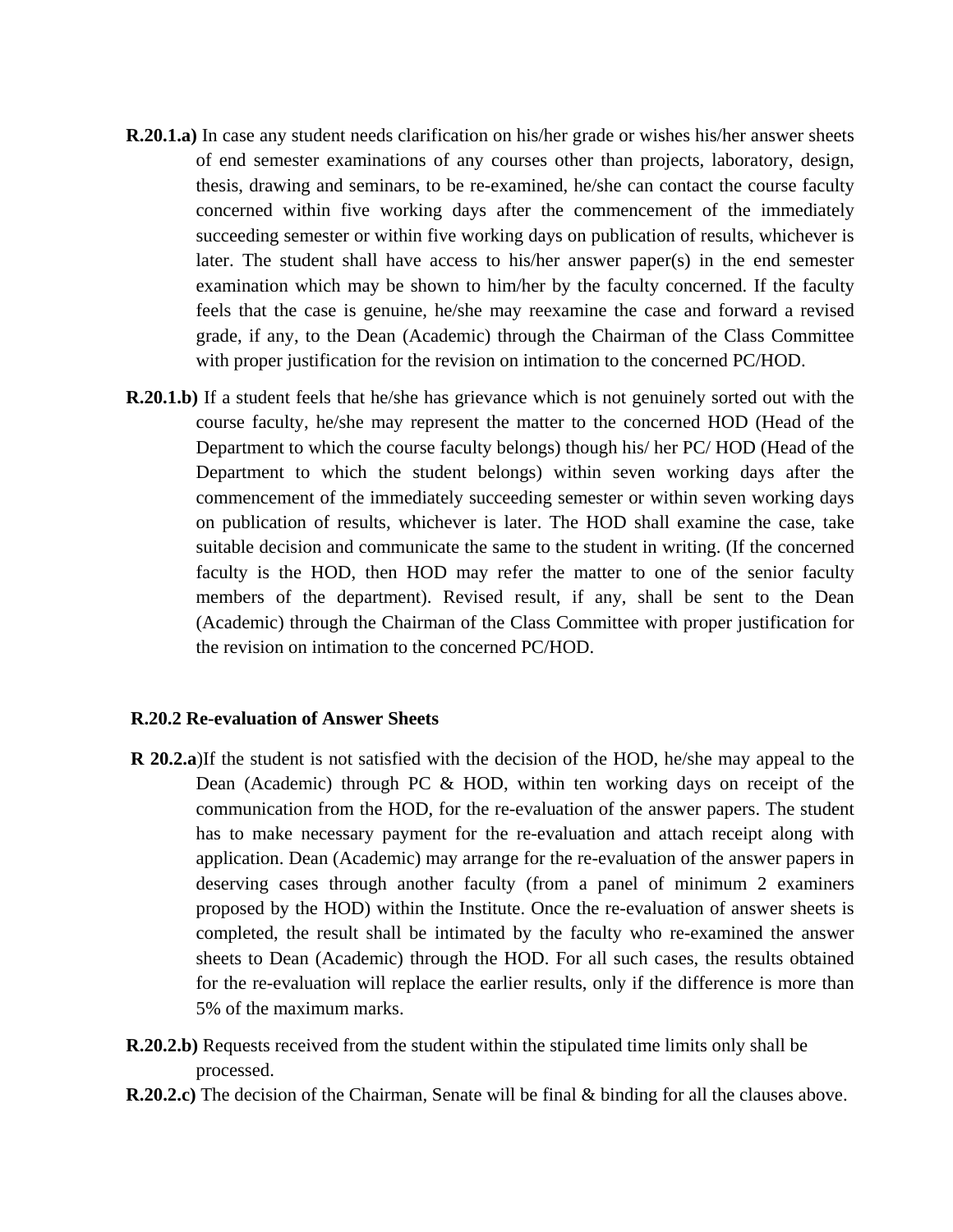**R.20.1.a)** In case any student needs clarification on his/her grade or wishes his/her answer sheets of end semester examinations of any courses other than projects, laboratory, design, thesis, drawing and seminars, to be re-examined, he/she can contact the course faculty concerned within five working days after the commencement of the immediately succeeding semester or within five working days on publication of results, whichever is later. The student shall have access to his/her answer paper(s) in the end semester examination which may be shown to him/her by the faculty concerned. If the faculty feels that the case is genuine, he/she may reexamine the case and forward a revised grade, if any, to the Dean (Academic) through the Chairman of the Class Committee with proper justification for the revision on intimation to the concerned PC/HOD.

**R.20.1.b)** If a student feels that he/she has grievance which is not genuinely sorted out with the course faculty, he/she may represent the matter to the concerned HOD (Head of the Department to which the course faculty belongs) though his/ her PC/ HOD (Head of the Department to which the student belongs) within seven working days after the commencement of the immediately succeeding semester or within seven working days on publication of results, whichever is later. The HOD shall examine the case, take suitable decision and communicate the same to the student in writing. (If the concerned faculty is the HOD, then HOD may refer the matter to one of the senior faculty members of the department). Revised result, if any, shall be sent to the Dean (Academic) through the Chairman of the Class Committee with proper justification for the revision on intimation to the concerned PC/HOD.

**R.20.2 Re-evaluation of Answer Sheets**

**R 20.2.a**)If the student is not satisfied with the decision of the HOD, he/she may appeal to the Dean (Academic) through PC & HOD, within ten working days on receipt of the communication from the HOD, for the re-evaluation of the answer papers. The student has to make necessary payment for the re-evaluation and attach receipt along with application. Dean (Academic) may arrange for the re-evaluation of the answer papers in deserving cases through another faculty (from a panel of minimum 2 examiners proposed by the HOD) within the Institute. Once the re-evaluation of answer sheets is completed, the result shall be intimated by the faculty who re-examined the answer sheets to Dean (Academic) through the HOD. For all such cases, the results obtained for the re-evaluation will replace the earlier results, only if the difference is more than 5% of the maximum marks.

**R.20.2.b)** Requests received from the student within the stipulated time limits only shall be processed.

**R.20.2.c)** The decision of the Chairman, Senate will be final & binding for all the clauses above.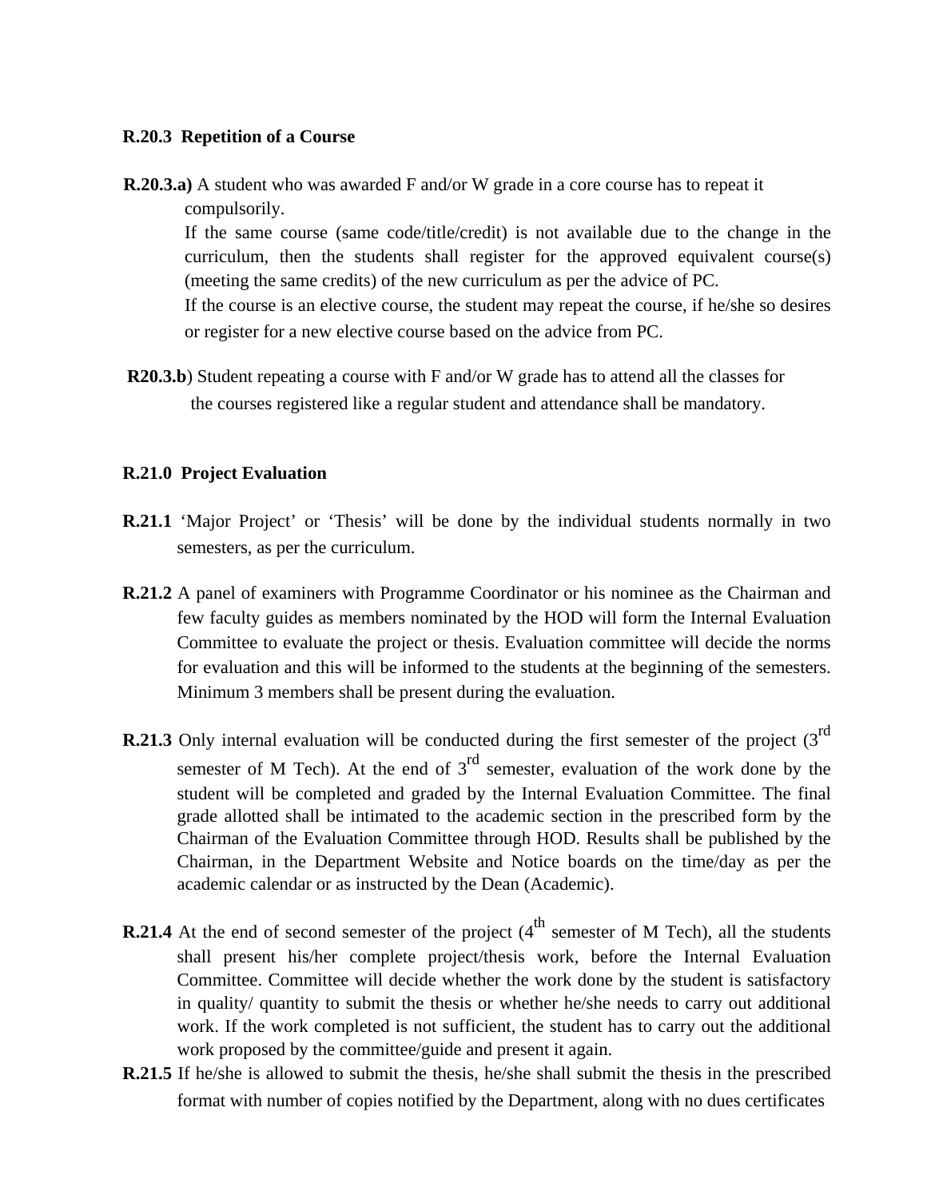**R.20.3 Repetition of a Course**

**R.20.3.a)** A student who was awarded F and/or W grade in a core course has to repeat it compulsorily.

If the same course (same code/title/credit) is not available due to the change in the curriculum, then the students shall register for the approved equivalent course(s) (meeting the same credits) of the new curriculum as per the advice of PC.

If the course is an elective course, the student may repeat the course, if he/she so desires or register for a new elective course based on the advice from PC.

**R20.3.b**) Student repeating a course with F and/or W grade has to attend all the classes for the courses registered like a regular student and attendance shall be mandatory.

**R.21.0 Project Evaluation**

**R.21.1** 'Major Project' or 'Thesis' will be done by the individual students normally in two semesters, as per the curriculum.

**R.21.2** A panel of examiners with Programme Coordinator or his nominee as the Chairman and few faculty guides as members nominated by the HOD will form the Internal Evaluation Committee to evaluate the project or thesis. Evaluation committee will decide the norms for evaluation and this will be informed to the students at the beginning of the semesters. Minimum 3 members shall be present during the evaluation.

**R.21.3** Only internal evaluation will be conducted during the first semester of the project (3rd semester of M Tech). At the end of 3rd semester, evaluation of the work done by the student will be completed and graded by the Internal Evaluation Committee. The final grade allotted shall be intimated to the academic section in the prescribed form by the Chairman of the Evaluation Committee through HOD. Results shall be published by the Chairman, in the Department Website and Notice boards on the time/day as per the academic calendar or as instructed by the Dean (Academic).

**R.21.4** At the end of second semester of the project (4th semester of M Tech), all the students shall present his/her complete project/thesis work, before the Internal Evaluation Committee. Committee will decide whether the work done by the student is satisfactory in quality/ quantity to submit the thesis or whether he/she needs to carry out additional work. If the work completed is not sufficient, the student has to carry out the additional work proposed by the committee/guide and present it again.

**R.21.5** If he/she is allowed to submit the thesis, he/she shall submit the thesis in the prescribed format with number of copies notified by the Department, along with no dues certificates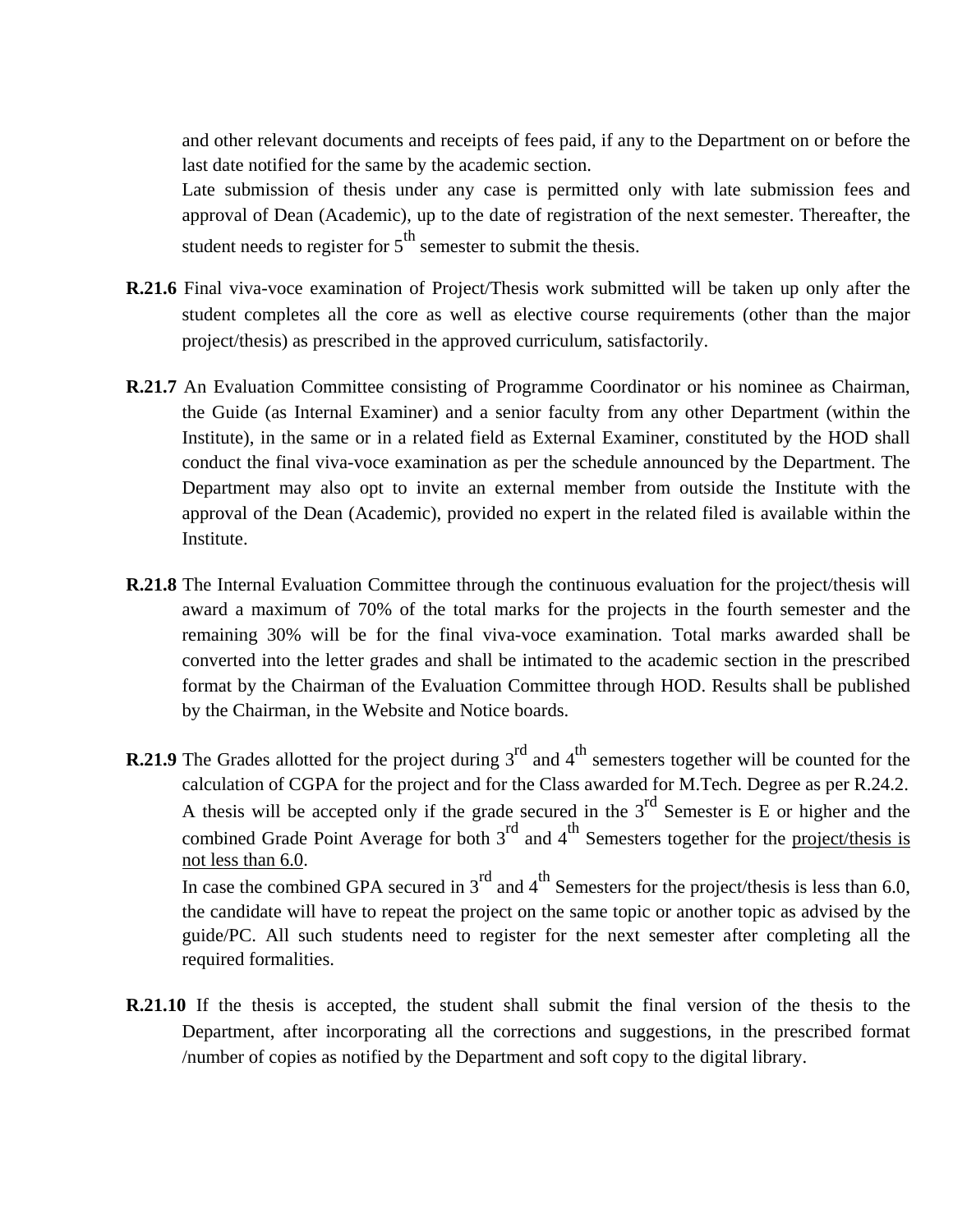and other relevant documents and receipts of fees paid, if any to the Department on or before the last date notified for the same by the academic section.

Late submission of thesis under any case is permitted only with late submission fees and approval of Dean (Academic), up to the date of registration of the next semester. Thereafter, the student needs to register for 5th semester to submit the thesis.

**R.21.6** Final viva-voce examination of Project/Thesis work submitted will be taken up only after the student completes all the core as well as elective course requirements (other than the major project/thesis) as prescribed in the approved curriculum, satisfactorily.

**R.21.7** An Evaluation Committee consisting of Programme Coordinator or his nominee as Chairman, the Guide (as Internal Examiner) and a senior faculty from any other Department (within the Institute), in the same or in a related field as External Examiner, constituted by the HOD shall conduct the final viva-voce examination as per the schedule announced by the Department. The Department may also opt to invite an external member from outside the Institute with the approval of the Dean (Academic), provided no expert in the related filed is available within the Institute.

**R.21.8** The Internal Evaluation Committee through the continuous evaluation for the project/thesis will award a maximum of 70% of the total marks for the projects in the fourth semester and the remaining 30% will be for the final viva-voce examination. Total marks awarded shall be converted into the letter grades and shall be intimated to the academic section in the prescribed format by the Chairman of the Evaluation Committee through HOD. Results shall be published by the Chairman, in the Website and Notice boards.

**R.21.9** The Grades allotted for the project during 3rd and 4th semesters together will be counted for the calculation of CGPA for the project and for the Class awarded for M.Tech. Degree as per R.24.2. A thesis will be accepted only if the grade secured in the 3rd Semester is E or higher and the combined Grade Point Average for both 3rd and 4th Semesters together for the project/thesis is not less than 6.0.

In case the combined GPA secured in 3rd and 4th Semesters for the project/thesis is less than 6.0, the candidate will have to repeat the project on the same topic or another topic as advised by the guide/PC. All such students need to register for the next semester after completing all the required formalities.

**R.21.10** If the thesis is accepted, the student shall submit the final version of the thesis to the Department, after incorporating all the corrections and suggestions, in the prescribed format /number of copies as notified by the Department and soft copy to the digital library.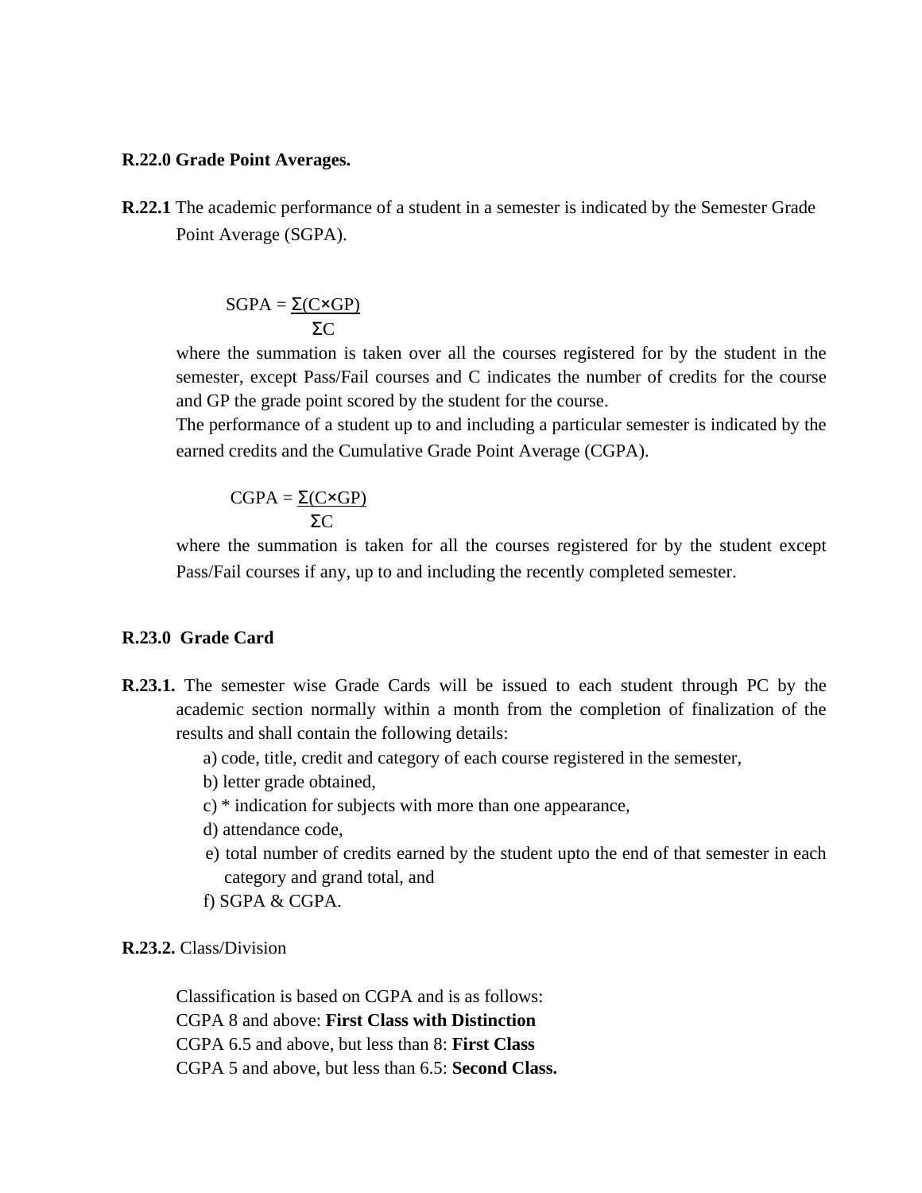**R.22.0 Grade Point Averages.**

**R.22.1** The academic performance of a student in a semester is indicated by the Semester Grade Point Average (SGPA).

$$SGPA = \frac{\Sigma(C \times GP)}{\Sigma C}$$

where the summation is taken over all the courses registered for by the student in the semester, except Pass/Fail courses and C indicates the number of credits for the course and GP the grade point scored by the student for the course.

The performance of a student up to and including a particular semester is indicated by the earned credits and the Cumulative Grade Point Average (CGPA).

$$CGPA = \frac{\Sigma(C \times GP)}{\Sigma C}$$

where the summation is taken for all the courses registered for by the student except Pass/Fail courses if any, up to and including the recently completed semester.

**R.23.0 Grade Card**

**R.23.1.** The semester wise Grade Cards will be issued to each student through PC by the academic section normally within a month from the completion of finalization of the results and shall contain the following details:

a) code, title, credit and category of each course registered in the semester,

b) letter grade obtained,

c) * indication for subjects with more than one appearance,

d) attendance code,

e) total number of credits earned by the student upto the end of that semester in each category and grand total, and

f) SGPA & CGPA.

**R.23.2.** Class/Division

Classification is based on CGPA and is as follows:

CGPA 8 and above: **First Class with Distinction**

CGPA 6.5 and above, but less than 8: **First Class**

CGPA 5 and above, but less than 6.5: **Second Class.**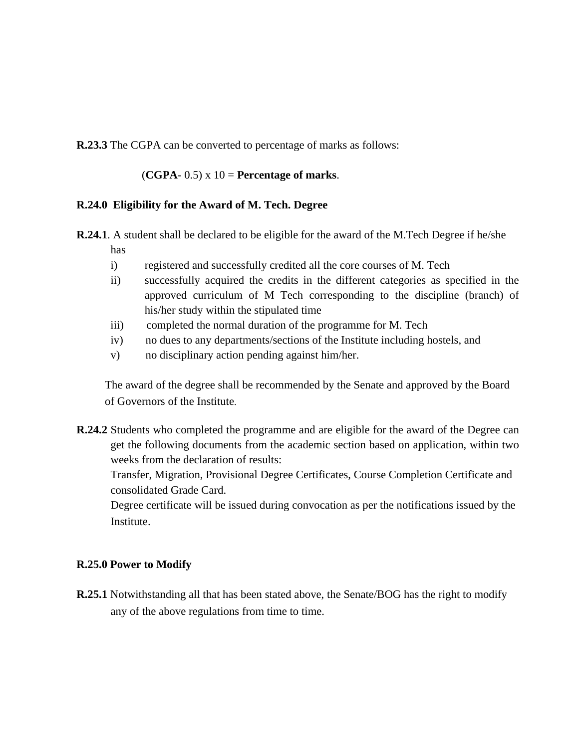**R.23.3** The CGPA can be converted to percentage of marks as follows:

(**CGPA**- 0.5) x 10 = **Percentage of marks**.

## R.24.0 Eligibility for the Award of M. Tech. Degree

**R.24.1**. A student shall be declared to be eligible for the award of the M.Tech Degree if he/she has

i) registered and successfully credited all the core courses of M. Tech
ii) successfully acquired the credits in the different categories as specified in the approved curriculum of M Tech corresponding to the discipline (branch) of his/her study within the stipulated time
iii) completed the normal duration of the programme for M. Tech
iv) no dues to any departments/sections of the Institute including hostels, and
v) no disciplinary action pending against him/her.

The award of the degree shall be recommended by the Senate and approved by the Board of Governors of the Institute.

**R.24.2** Students who completed the programme and are eligible for the award of the Degree can get the following documents from the academic section based on application, within two weeks from the declaration of results:
Transfer, Migration, Provisional Degree Certificates, Course Completion Certificate and consolidated Grade Card.
Degree certificate will be issued during convocation as per the notifications issued by the Institute.

## R.25.0 Power to Modify

**R.25.1** Notwithstanding all that has been stated above, the Senate/BOG has the right to modify any of the above regulations from time to time.